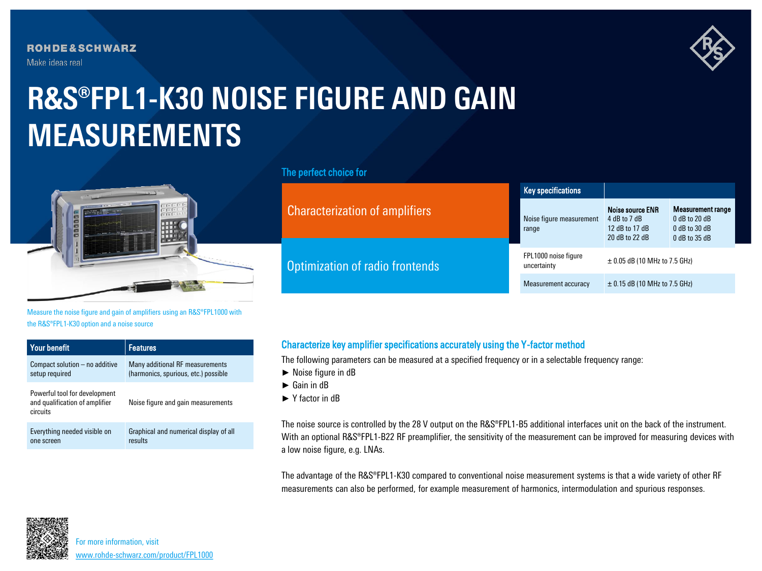ROHDE&SCHWARZ

Make ideas real

# R&S®FPL1-K30 NOISE FIGURE AND GAIN MEASUREMENTS

Measure the noise figure and gain of amplifiers using an R&S®FPL1000 with the R&S®FPL1-K30 option and a noise source

## The perfect choice for

- Characterization of amplifiers
- Optimization of radio frontends

| Key specifications | | |
|---|---|---|
| Noise figure measurement range | **Noise source ENR** | **Measurement range** |
| | 4 dB to 7 dB | 0 dB to 20 dB |
| | 12 dB to 17 dB | 0 dB to 30 dB |
| | 20 dB to 22 dB | 0 dB to 35 dB |
| FPL1000 noise figure uncertainty | ± 0.05 dB (10 MHz to 7.5 GHz) | |
| Measurement accuracy | ± 0.15 dB (10 MHz to 7.5 GHz) | |

| Your benefit | Features |
|---|---|
| Compact solution – no additive setup required | Many additional RF measurements (harmonics, spurious, etc.) possible |
| Powerful tool for development and qualification of amplifier circuits | Noise figure and gain measurements |
| Everything needed visible on one screen | Graphical and numerical display of all results |

## Characterize key amplifier specifications accurately using the Y-factor method

The following parameters can be measured at a specified frequency or in a selectable frequency range:

- Noise figure in dB
- Gain in dB
- Y factor in dB

The noise source is controlled by the 28 V output on the R&S®FPL1-B5 additional interfaces unit on the back of the instrument. With an optional R&S®FPL1-B22 RF preamplifier, the sensitivity of the measurement can be improved for measuring devices with a low noise figure, e.g. LNAs.

The advantage of the R&S®FPL1-K30 compared to conventional noise measurement systems is that a wide variety of other RF measurements can also be performed, for example measurement of harmonics, intermodulation and spurious responses.

For more information, visit
www.rohde-schwarz.com/product/FPL1000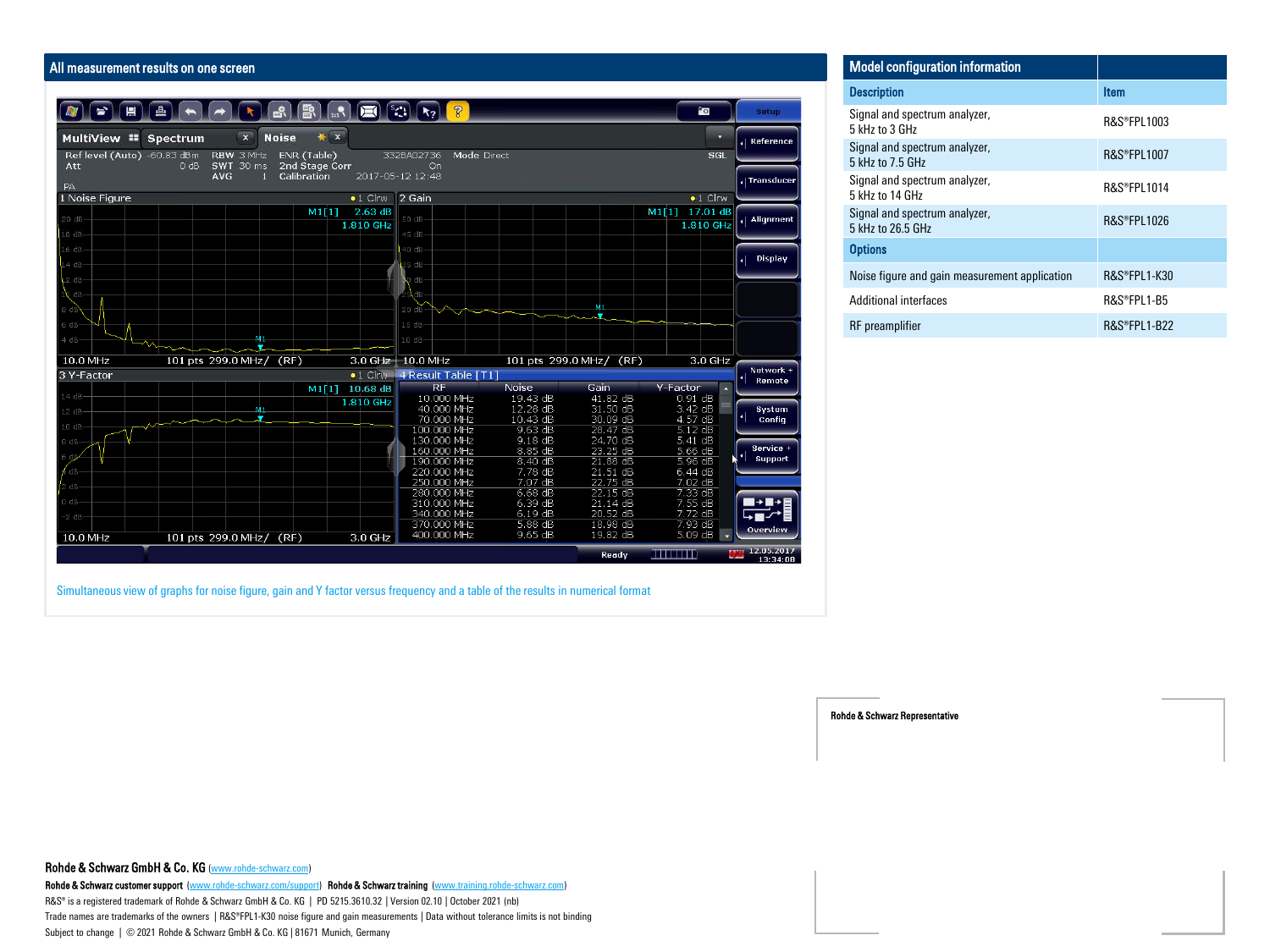## All measurement results on one screen

Simultaneous view of graphs for noise figure, gain and Y factor versus frequency and a table of the results in numerical format

## Model configuration information

| Description | Item |
|---|---|
| Signal and spectrum analyzer, 5 kHz to 3 GHz | R&S®FPL1003 |
| Signal and spectrum analyzer, 5 kHz to 7.5 GHz | R&S®FPL1007 |
| Signal and spectrum analyzer, 5 kHz to 14 GHz | R&S®FPL1014 |
| Signal and spectrum analyzer, 5 kHz to 26.5 GHz | R&S®FPL1026 |
| **Options** | |
| Noise figure and gain measurement application | R&S®FPL1-K30 |
| Additional interfaces | R&S®FPL1-B5 |
| RF preamplifier | R&S®FPL1-B22 |

**Rohde & Schwarz Representative**

**Rohde & Schwarz GmbH & Co. KG** (www.rohde-schwarz.com)

**Rohde & Schwarz customer support** (www.rohde-schwarz.com/support) **Rohde & Schwarz training** (www.training.rohde-schwarz.com)

R&S® is a registered trademark of Rohde & Schwarz GmbH & Co. KG | PD 5215.3610.32 | Version 02.10 | October 2021 (nb)

Trade names are trademarks of the owners | R&S®FPL1-K30 noise figure and gain measurements | Data without tolerance limits is not binding

Subject to change | © 2021 Rohde & Schwarz GmbH & Co. KG | 81671 Munich, Germany